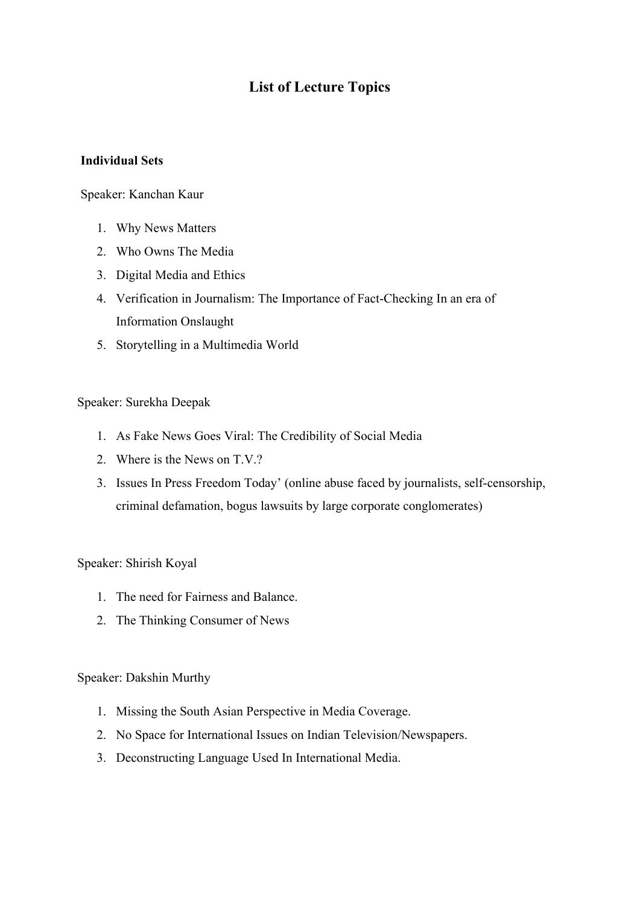# List of Lecture Topics

**Individual Sets**

Speaker: Kanchan Kaur

1. Why News Matters
2. Who Owns The Media
3. Digital Media and Ethics
4. Verification in Journalism: The Importance of Fact-Checking In an era of Information Onslaught
5. Storytelling in a Multimedia World

Speaker: Surekha Deepak

1. As Fake News Goes Viral: The Credibility of Social Media
2. Where is the News on T.V.?
3. Issues In Press Freedom Today' (online abuse faced by journalists, self-censorship, criminal defamation, bogus lawsuits by large corporate conglomerates)

Speaker: Shirish Koyal

1. The need for Fairness and Balance.
2. The Thinking Consumer of News

Speaker: Dakshin Murthy

1. Missing the South Asian Perspective in Media Coverage.
2. No Space for International Issues on Indian Television/Newspapers.
3. Deconstructing Language Used In International Media.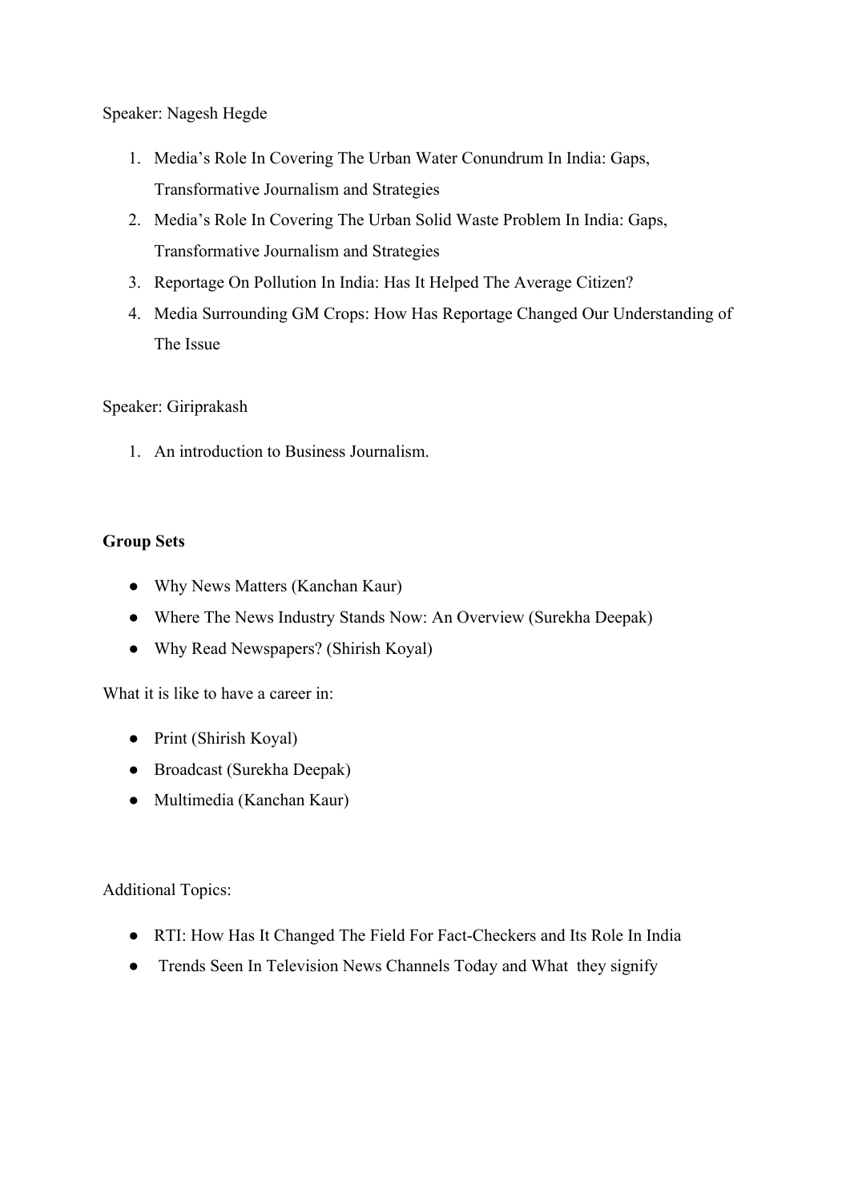Speaker: Nagesh Hegde

1. Media's Role In Covering The Urban Water Conundrum In India: Gaps, Transformative Journalism and Strategies
2. Media's Role In Covering The Urban Solid Waste Problem In India: Gaps, Transformative Journalism and Strategies
3. Reportage On Pollution In India: Has It Helped The Average Citizen?
4. Media Surrounding GM Crops: How Has Reportage Changed Our Understanding of The Issue

Speaker: Giriprakash

1. An introduction to Business Journalism.

**Group Sets**

- Why News Matters (Kanchan Kaur)
- Where The News Industry Stands Now: An Overview (Surekha Deepak)
- Why Read Newspapers? (Shirish Koyal)

What it is like to have a career in:

- Print (Shirish Koyal)
- Broadcast (Surekha Deepak)
- Multimedia (Kanchan Kaur)

Additional Topics:

- RTI: How Has It Changed The Field For Fact-Checkers and Its Role In India
- Trends Seen In Television News Channels Today and What they signify